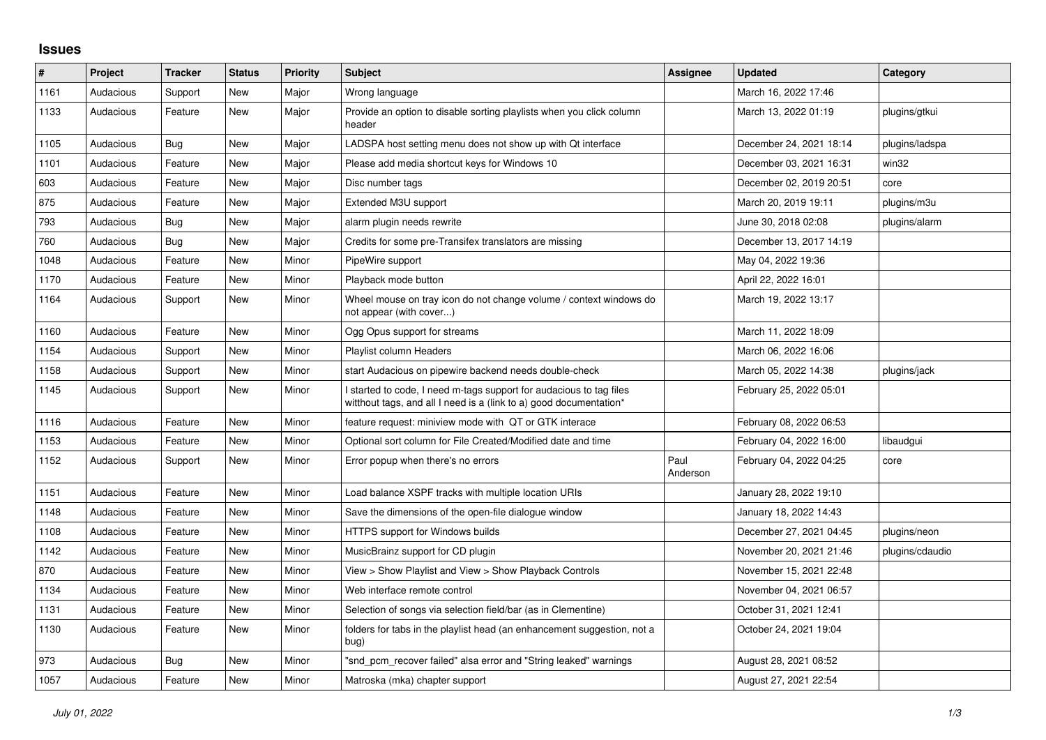## Issues

| # | Project | Tracker | Status | Priority | Subject | Assignee | Updated | Category |
|---|---|---|---|---|---|---|---|---|
| 1161 | Audacious | Support | New | Major | Wrong language | | March 16, 2022 17:46 | |
| 1133 | Audacious | Feature | New | Major | Provide an option to disable sorting playlists when you click column header | | March 13, 2022 01:19 | plugins/gtkui |
| 1105 | Audacious | Bug | New | Major | LADSPA host setting menu does not show up with Qt interface | | December 24, 2021 18:14 | plugins/ladspa |
| 1101 | Audacious | Feature | New | Major | Please add media shortcut keys for Windows 10 | | December 03, 2021 16:31 | win32 |
| 603 | Audacious | Feature | New | Major | Disc number tags | | December 02, 2019 20:51 | core |
| 875 | Audacious | Feature | New | Major | Extended M3U support | | March 20, 2019 19:11 | plugins/m3u |
| 793 | Audacious | Bug | New | Major | alarm plugin needs rewrite | | June 30, 2018 02:08 | plugins/alarm |
| 760 | Audacious | Bug | New | Major | Credits for some pre-Transifex translators are missing | | December 13, 2017 14:19 | |
| 1048 | Audacious | Feature | New | Minor | PipeWire support | | May 04, 2022 19:36 | |
| 1170 | Audacious | Feature | New | Minor | Playback mode button | | April 22, 2022 16:01 | |
| 1164 | Audacious | Support | New | Minor | Wheel mouse on tray icon do not change volume / context windows do not appear (with cover...) | | March 19, 2022 13:17 | |
| 1160 | Audacious | Feature | New | Minor | Ogg Opus support for streams | | March 11, 2022 18:09 | |
| 1154 | Audacious | Support | New | Minor | Playlist column Headers | | March 06, 2022 16:06 | |
| 1158 | Audacious | Support | New | Minor | start Audacious on pipewire backend needs double-check | | March 05, 2022 14:38 | plugins/jack |
| 1145 | Audacious | Support | New | Minor | I started to code, I need m-tags support for audacious to tag files witthout tags, and all I need is a (link to a) good documentation* | | February 25, 2022 05:01 | |
| 1116 | Audacious | Feature | New | Minor | feature request: miniview mode with QT or GTK interace | | February 08, 2022 06:53 | |
| 1153 | Audacious | Feature | New | Minor | Optional sort column for File Created/Modified date and time | | February 04, 2022 16:00 | libaudgui |
| 1152 | Audacious | Support | New | Minor | Error popup when there's no errors | Paul Anderson | February 04, 2022 04:25 | core |
| 1151 | Audacious | Feature | New | Minor | Load balance XSPF tracks with multiple location URIs | | January 28, 2022 19:10 | |
| 1148 | Audacious | Feature | New | Minor | Save the dimensions of the open-file dialogue window | | January 18, 2022 14:43 | |
| 1108 | Audacious | Feature | New | Minor | HTTPS support for Windows builds | | December 27, 2021 04:45 | plugins/neon |
| 1142 | Audacious | Feature | New | Minor | MusicBrainz support for CD plugin | | November 20, 2021 21:46 | plugins/cdaudio |
| 870 | Audacious | Feature | New | Minor | View > Show Playlist and View > Show Playback Controls | | November 15, 2021 22:48 | |
| 1134 | Audacious | Feature | New | Minor | Web interface remote control | | November 04, 2021 06:57 | |
| 1131 | Audacious | Feature | New | Minor | Selection of songs via selection field/bar (as in Clementine) | | October 31, 2021 12:41 | |
| 1130 | Audacious | Feature | New | Minor | folders for tabs in the playlist head (an enhancement suggestion, not a bug) | | October 24, 2021 19:04 | |
| 973 | Audacious | Bug | New | Minor | "snd_pcm_recover failed" alsa error and "String leaked" warnings | | August 28, 2021 08:52 | |
| 1057 | Audacious | Feature | New | Minor | Matroska (mka) chapter support | | August 27, 2021 22:54 | |

*July 01, 2022*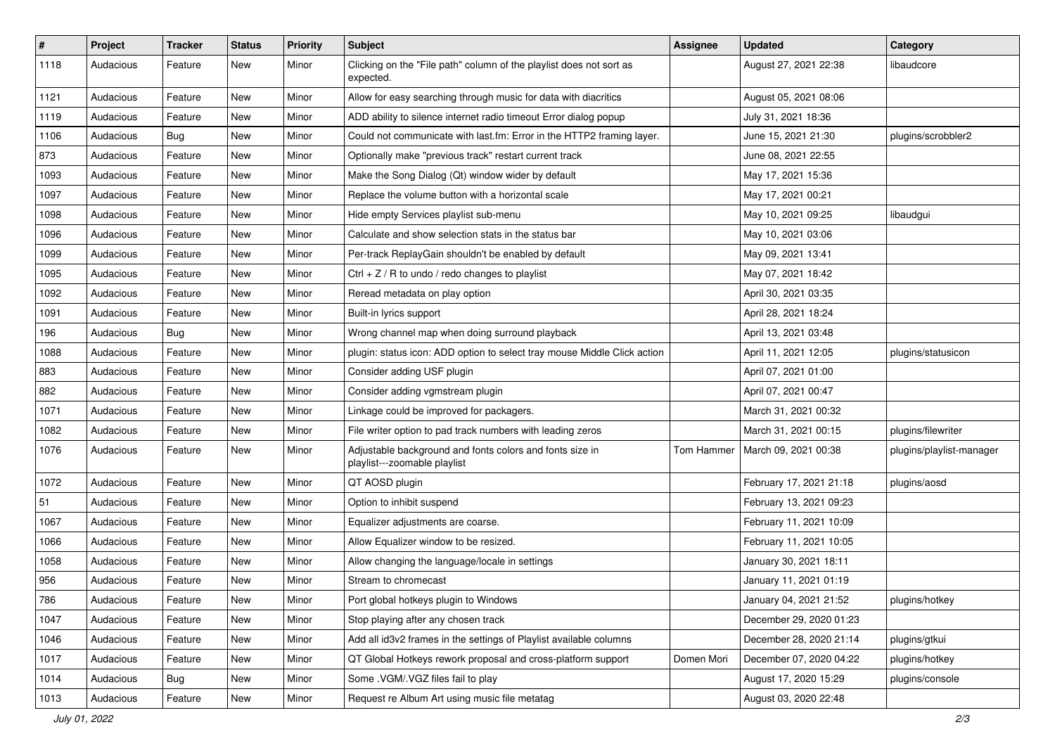| # | Project | Tracker | Status | Priority | Subject | Assignee | Updated | Category |
|---|---|---|---|---|---|---|---|---|
| 1118 | Audacious | Feature | New | Minor | Clicking on the "File path" column of the playlist does not sort as expected. | | August 27, 2021 22:38 | libaudcore |
| 1121 | Audacious | Feature | New | Minor | Allow for easy searching through music for data with diacritics | | August 05, 2021 08:06 | |
| 1119 | Audacious | Feature | New | Minor | ADD ability to silence internet radio timeout Error dialog popup | | July 31, 2021 18:36 | |
| 1106 | Audacious | Bug | New | Minor | Could not communicate with last.fm: Error in the HTTP2 framing layer. | | June 15, 2021 21:30 | plugins/scrobbler2 |
| 873 | Audacious | Feature | New | Minor | Optionally make "previous track" restart current track | | June 08, 2021 22:55 | |
| 1093 | Audacious | Feature | New | Minor | Make the Song Dialog (Qt) window wider by default | | May 17, 2021 15:36 | |
| 1097 | Audacious | Feature | New | Minor | Replace the volume button with a horizontal scale | | May 17, 2021 00:21 | |
| 1098 | Audacious | Feature | New | Minor | Hide empty Services playlist sub-menu | | May 10, 2021 09:25 | libaudgui |
| 1096 | Audacious | Feature | New | Minor | Calculate and show selection stats in the status bar | | May 10, 2021 03:06 | |
| 1099 | Audacious | Feature | New | Minor | Per-track ReplayGain shouldn't be enabled by default | | May 09, 2021 13:41 | |
| 1095 | Audacious | Feature | New | Minor | Ctrl + Z / R to undo / redo changes to playlist | | May 07, 2021 18:42 | |
| 1092 | Audacious | Feature | New | Minor | Reread metadata on play option | | April 30, 2021 03:35 | |
| 1091 | Audacious | Feature | New | Minor | Built-in lyrics support | | April 28, 2021 18:24 | |
| 196 | Audacious | Bug | New | Minor | Wrong channel map when doing surround playback | | April 13, 2021 03:48 | |
| 1088 | Audacious | Feature | New | Minor | plugin: status icon: ADD option to select tray mouse Middle Click action | | April 11, 2021 12:05 | plugins/statusicon |
| 883 | Audacious | Feature | New | Minor | Consider adding USF plugin | | April 07, 2021 01:00 | |
| 882 | Audacious | Feature | New | Minor | Consider adding vgmstream plugin | | April 07, 2021 00:47 | |
| 1071 | Audacious | Feature | New | Minor | Linkage could be improved for packagers. | | March 31, 2021 00:32 | |
| 1082 | Audacious | Feature | New | Minor | File writer option to pad track numbers with leading zeros | | March 31, 2021 00:15 | plugins/filewriter |
| 1076 | Audacious | Feature | New | Minor | Adjustable background and fonts colors and fonts size in playlist---zoomable playlist | Tom Hammer | March 09, 2021 00:38 | plugins/playlist-manager |
| 1072 | Audacious | Feature | New | Minor | QT AOSD plugin | | February 17, 2021 21:18 | plugins/aosd |
| 51 | Audacious | Feature | New | Minor | Option to inhibit suspend | | February 13, 2021 09:23 | |
| 1067 | Audacious | Feature | New | Minor | Equalizer adjustments are coarse. | | February 11, 2021 10:09 | |
| 1066 | Audacious | Feature | New | Minor | Allow Equalizer window to be resized. | | February 11, 2021 10:05 | |
| 1058 | Audacious | Feature | New | Minor | Allow changing the language/locale in settings | | January 30, 2021 18:11 | |
| 956 | Audacious | Feature | New | Minor | Stream to chromecast | | January 11, 2021 01:19 | |
| 786 | Audacious | Feature | New | Minor | Port global hotkeys plugin to Windows | | January 04, 2021 21:52 | plugins/hotkey |
| 1047 | Audacious | Feature | New | Minor | Stop playing after any chosen track | | December 29, 2020 01:23 | |
| 1046 | Audacious | Feature | New | Minor | Add all id3v2 frames in the settings of Playlist available columns | | December 28, 2020 21:14 | plugins/gtkui |
| 1017 | Audacious | Feature | New | Minor | QT Global Hotkeys rework proposal and cross-platform support | Domen Mori | December 07, 2020 04:22 | plugins/hotkey |
| 1014 | Audacious | Bug | New | Minor | Some .VGM/.VGZ files fail to play | | August 17, 2020 15:29 | plugins/console |
| 1013 | Audacious | Feature | New | Minor | Request re Album Art using music file metatag | | August 03, 2020 22:48 | |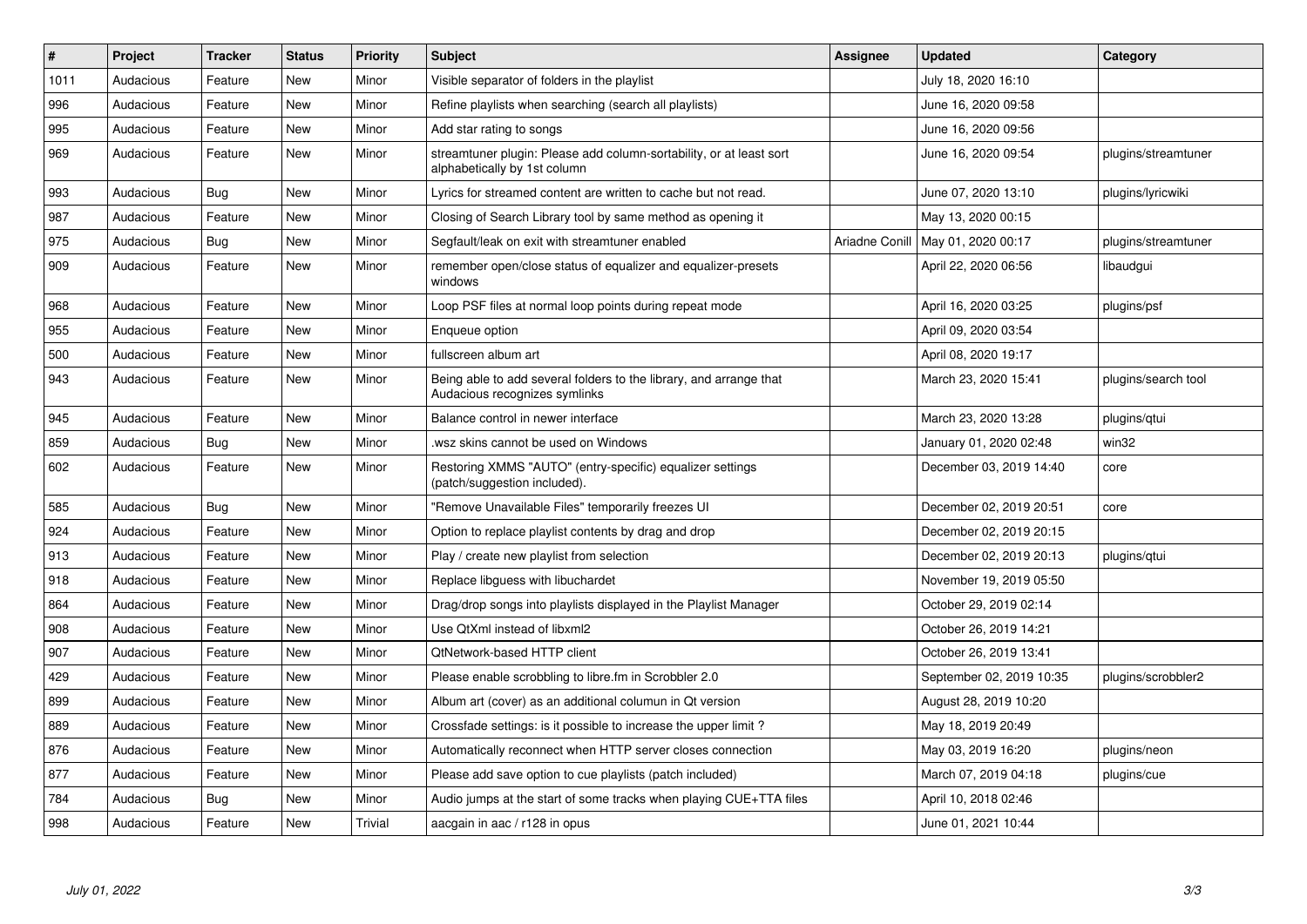| # | Project | Tracker | Status | Priority | Subject | Assignee | Updated | Category |
|---|---|---|---|---|---|---|---|---|
| 1011 | Audacious | Feature | New | Minor | Visible separator of folders in the playlist | | July 18, 2020 16:10 | |
| 996 | Audacious | Feature | New | Minor | Refine playlists when searching (search all playlists) | | June 16, 2020 09:58 | |
| 995 | Audacious | Feature | New | Minor | Add star rating to songs | | June 16, 2020 09:56 | |
| 969 | Audacious | Feature | New | Minor | streamtuner plugin: Please add column-sortability, or at least sort alphabetically by 1st column | | June 16, 2020 09:54 | plugins/streamtuner |
| 993 | Audacious | Bug | New | Minor | Lyrics for streamed content are written to cache but not read. | | June 07, 2020 13:10 | plugins/lyricwiki |
| 987 | Audacious | Feature | New | Minor | Closing of Search Library tool by same method as opening it | | May 13, 2020 00:15 | |
| 975 | Audacious | Bug | New | Minor | Segfault/leak on exit with streamtuner enabled | Ariadne Conill | May 01, 2020 00:17 | plugins/streamtuner |
| 909 | Audacious | Feature | New | Minor | remember open/close status of equalizer and equalizer-presets windows | | April 22, 2020 06:56 | libaudgui |
| 968 | Audacious | Feature | New | Minor | Loop PSF files at normal loop points during repeat mode | | April 16, 2020 03:25 | plugins/psf |
| 955 | Audacious | Feature | New | Minor | Enqueue option | | April 09, 2020 03:54 | |
| 500 | Audacious | Feature | New | Minor | fullscreen album art | | April 08, 2020 19:17 | |
| 943 | Audacious | Feature | New | Minor | Being able to add several folders to the library, and arrange that Audacious recognizes symlinks | | March 23, 2020 15:41 | plugins/search tool |
| 945 | Audacious | Feature | New | Minor | Balance control in newer interface | | March 23, 2020 13:28 | plugins/qtui |
| 859 | Audacious | Bug | New | Minor | .wsz skins cannot be used on Windows | | January 01, 2020 02:48 | win32 |
| 602 | Audacious | Feature | New | Minor | Restoring XMMS "AUTO" (entry-specific) equalizer settings (patch/suggestion included). | | December 03, 2019 14:40 | core |
| 585 | Audacious | Bug | New | Minor | "Remove Unavailable Files" temporarily freezes UI | | December 02, 2019 20:51 | core |
| 924 | Audacious | Feature | New | Minor | Option to replace playlist contents by drag and drop | | December 02, 2019 20:15 | |
| 913 | Audacious | Feature | New | Minor | Play / create new playlist from selection | | December 02, 2019 20:13 | plugins/qtui |
| 918 | Audacious | Feature | New | Minor | Replace libguess with libuchardet | | November 19, 2019 05:50 | |
| 864 | Audacious | Feature | New | Minor | Drag/drop songs into playlists displayed in the Playlist Manager | | October 29, 2019 02:14 | |
| 908 | Audacious | Feature | New | Minor | Use QtXml instead of libxml2 | | October 26, 2019 14:21 | |
| 907 | Audacious | Feature | New | Minor | QtNetwork-based HTTP client | | October 26, 2019 13:41 | |
| 429 | Audacious | Feature | New | Minor | Please enable scrobbling to libre.fm in Scrobbler 2.0 | | September 02, 2019 10:35 | plugins/scrobbler2 |
| 899 | Audacious | Feature | New | Minor | Album art (cover) as an additional columun in Qt version | | August 28, 2019 10:20 | |
| 889 | Audacious | Feature | New | Minor | Crossfade settings: is it possible to increase the upper limit ? | | May 18, 2019 20:49 | |
| 876 | Audacious | Feature | New | Minor | Automatically reconnect when HTTP server closes connection | | May 03, 2019 16:20 | plugins/neon |
| 877 | Audacious | Feature | New | Minor | Please add save option to cue playlists (patch included) | | March 07, 2019 04:18 | plugins/cue |
| 784 | Audacious | Bug | New | Minor | Audio jumps at the start of some tracks when playing CUE+TTA files | | April 10, 2018 02:46 | |
| 998 | Audacious | Feature | New | Trivial | aacgain in aac / r128 in opus | | June 01, 2021 10:44 | |

*July 01, 2022*